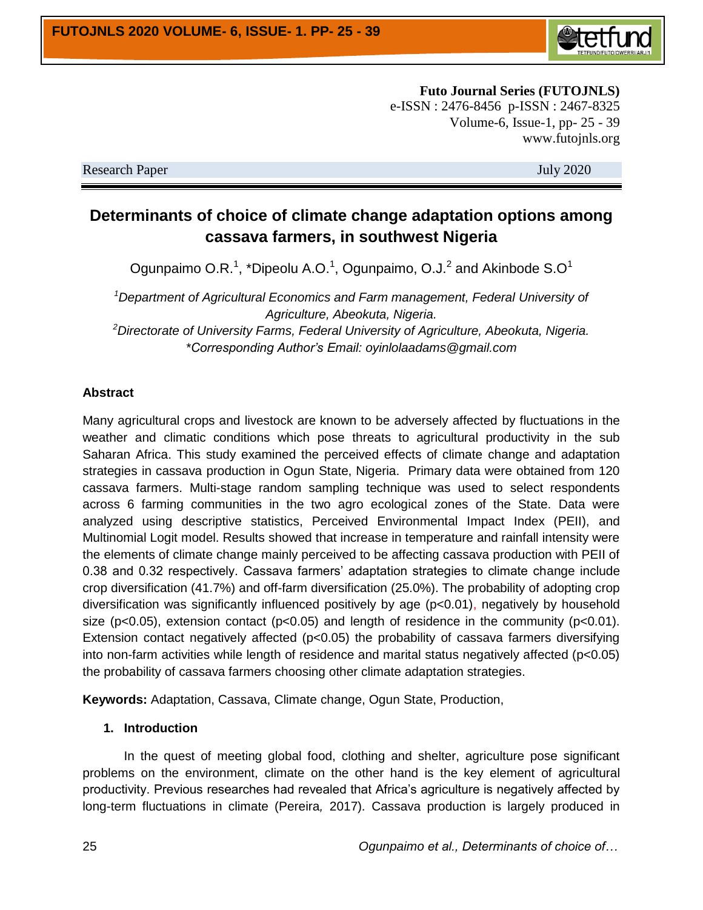**Futo Journal Series (FUTOJNLS)**
e-ISSN : 2476-8456 p-ISSN : 2467-8325
Volume-6, Issue-1, pp- 25 - 39
www.futojnls.org

Research Paper July 2020

# Determinants of choice of climate change adaptation options among cassava farmers, in southwest Nigeria

Ogunpaimo O.R.[1], *Dipeolu A.O.[1], Ogunpaimo, O.J.[2] and Akinbode S.O[1]

*[1]Department of Agricultural Economics and Farm management, Federal University of Agriculture, Abeokuta, Nigeria.*
*[2]Directorate of University Farms, Federal University of Agriculture, Abeokuta, Nigeria.*
*\*Corresponding Author's Email: oyinlolaadams@gmail.com*

### Abstract

Many agricultural crops and livestock are known to be adversely affected by fluctuations in the weather and climatic conditions which pose threats to agricultural productivity in the sub Saharan Africa. This study examined the perceived effects of climate change and adaptation strategies in cassava production in Ogun State, Nigeria. Primary data were obtained from 120 cassava farmers. Multi-stage random sampling technique was used to select respondents across 6 farming communities in the two agro ecological zones of the State. Data were analyzed using descriptive statistics, Perceived Environmental Impact Index (PEII), and Multinomial Logit model. Results showed that increase in temperature and rainfall intensity were the elements of climate change mainly perceived to be affecting cassava production with PEII of 0.38 and 0.32 respectively. Cassava farmers' adaptation strategies to climate change include crop diversification (41.7%) and off-farm diversification (25.0%). The probability of adopting crop diversification was significantly influenced positively by age ($p<0.01$), negatively by household size ($p<0.05$), extension contact ($p<0.05$) and length of residence in the community ($p<0.01$). Extension contact negatively affected ($p<0.05$) the probability of cassava farmers diversifying into non-farm activities while length of residence and marital status negatively affected ($p<0.05$) the probability of cassava farmers choosing other climate adaptation strategies.

**Keywords:** Adaptation, Cassava, Climate change, Ogun State, Production,

## 1. Introduction

In the quest of meeting global food, clothing and shelter, agriculture pose significant problems on the environment, climate on the other hand is the key element of agricultural productivity. Previous researches had revealed that Africa's agriculture is negatively affected by long-term fluctuations in climate (Pereira, 2017). Cassava production is largely produced in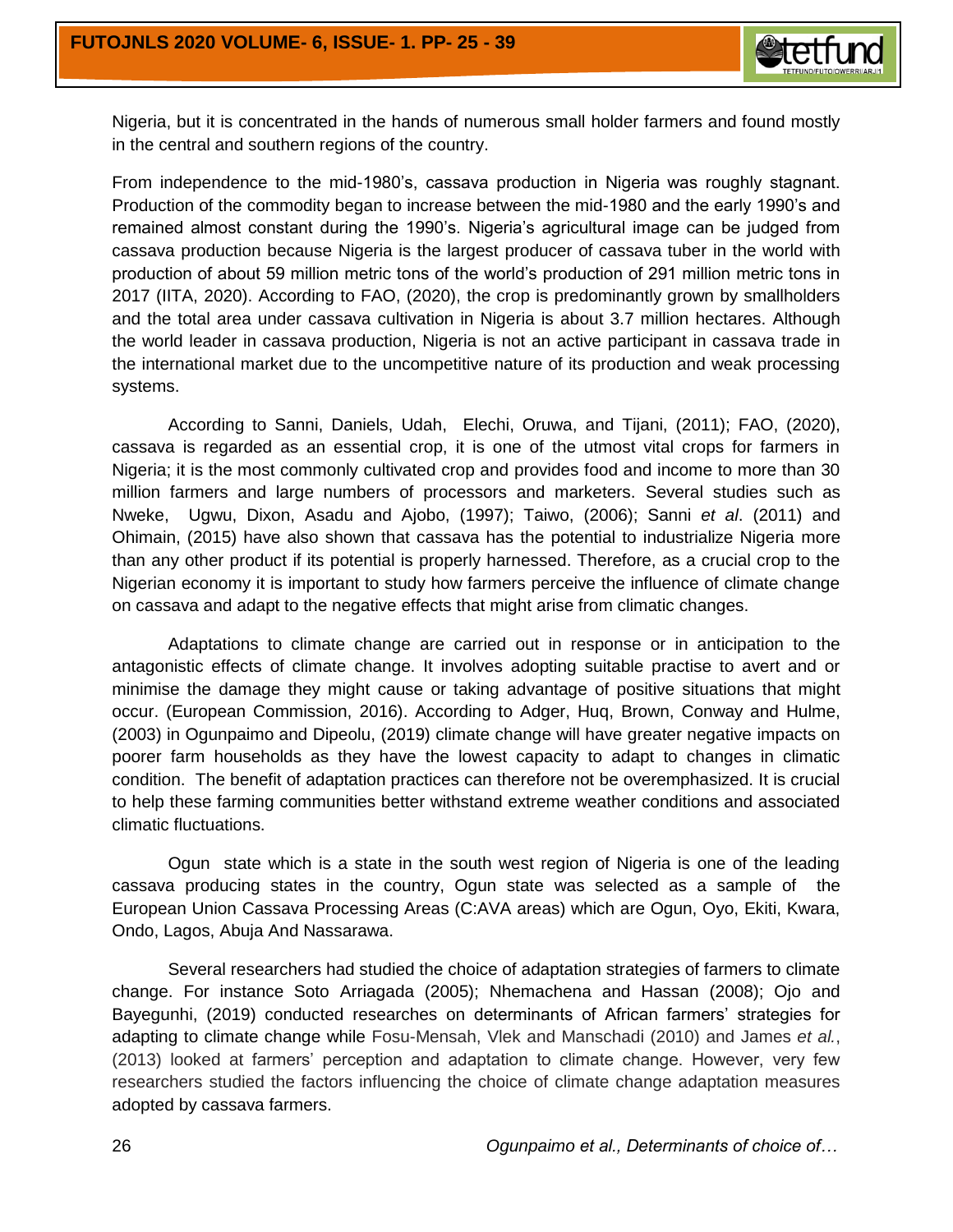Nigeria, but it is concentrated in the hands of numerous small holder farmers and found mostly in the central and southern regions of the country.

From independence to the mid-1980's, cassava production in Nigeria was roughly stagnant. Production of the commodity began to increase between the mid-1980 and the early 1990's and remained almost constant during the 1990's. Nigeria's agricultural image can be judged from cassava production because Nigeria is the largest producer of cassava tuber in the world with production of about 59 million metric tons of the world's production of 291 million metric tons in 2017 (IITA, 2020). According to FAO, (2020), the crop is predominantly grown by smallholders and the total area under cassava cultivation in Nigeria is about 3.7 million hectares. Although the world leader in cassava production, Nigeria is not an active participant in cassava trade in the international market due to the uncompetitive nature of its production and weak processing systems.

According to Sanni, Daniels, Udah, Elechi, Oruwa, and Tijani, (2011); FAO, (2020), cassava is regarded as an essential crop, it is one of the utmost vital crops for farmers in Nigeria; it is the most commonly cultivated crop and provides food and income to more than 30 million farmers and large numbers of processors and marketers. Several studies such as Nweke, Ugwu, Dixon, Asadu and Ajobo, (1997); Taiwo, (2006); Sanni *et al*. (2011) and Ohimain, (2015) have also shown that cassava has the potential to industrialize Nigeria more than any other product if its potential is properly harnessed. Therefore, as a crucial crop to the Nigerian economy it is important to study how farmers perceive the influence of climate change on cassava and adapt to the negative effects that might arise from climatic changes.

Adaptations to climate change are carried out in response or in anticipation to the antagonistic effects of climate change. It involves adopting suitable practise to avert and or minimise the damage they might cause or taking advantage of positive situations that might occur. (European Commission, 2016). According to Adger, Huq, Brown, Conway and Hulme, (2003) in Ogunpaimo and Dipeolu, (2019) climate change will have greater negative impacts on poorer farm households as they have the lowest capacity to adapt to changes in climatic condition. The benefit of adaptation practices can therefore not be overemphasized. It is crucial to help these farming communities better withstand extreme weather conditions and associated climatic fluctuations.

Ogun state which is a state in the south west region of Nigeria is one of the leading cassava producing states in the country, Ogun state was selected as a sample of the European Union Cassava Processing Areas (C:AVA areas) which are Ogun, Oyo, Ekiti, Kwara, Ondo, Lagos, Abuja And Nassarawa.

Several researchers had studied the choice of adaptation strategies of farmers to climate change. For instance Soto Arriagada (2005); Nhemachena and Hassan (2008); Ojo and Bayegunhi, (2019) conducted researches on determinants of African farmers' strategies for adapting to climate change while Fosu-Mensah, Vlek and Manschadi (2010) and James *et al.*, (2013) looked at farmers' perception and adaptation to climate change. However, very few researchers studied the factors influencing the choice of climate change adaptation measures adopted by cassava farmers.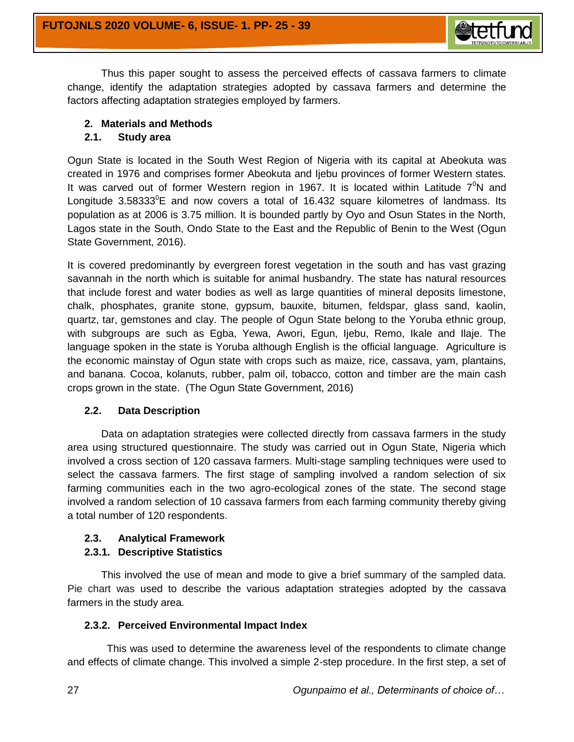Thus this paper sought to assess the perceived effects of cassava farmers to climate change, identify the adaptation strategies adopted by cassava farmers and determine the factors affecting adaptation strategies employed by farmers.

## 2. Materials and Methods

### 2.1. Study area

Ogun State is located in the South West Region of Nigeria with its capital at Abeokuta was created in 1976 and comprises former Abeokuta and Ijebu provinces of former Western states. It was carved out of former Western region in 1967. It is located within Latitude $7^0$N and Longitude $3.58333^0$E and now covers a total of 16.432 square kilometres of landmass. Its population as at 2006 is 3.75 million. It is bounded partly by Oyo and Osun States in the North, Lagos state in the South, Ondo State to the East and the Republic of Benin to the West (Ogun State Government, 2016).

It is covered predominantly by evergreen forest vegetation in the south and has vast grazing savannah in the north which is suitable for animal husbandry. The state has natural resources that include forest and water bodies as well as large quantities of mineral deposits limestone, chalk, phosphates, granite stone, gypsum, bauxite, bitumen, feldspar, glass sand, kaolin, quartz, tar, gemstones and clay. The people of Ogun State belong to the Yoruba ethnic group, with subgroups are such as Egba, Yewa, Awori, Egun, Ijebu, Remo, Ikale and Ilaje. The language spoken in the state is Yoruba although English is the official language. Agriculture is the economic mainstay of Ogun state with crops such as maize, rice, cassava, yam, plantains, and banana. Cocoa, kolanuts, rubber, palm oil, tobacco, cotton and timber are the main cash crops grown in the state. (The Ogun State Government, 2016)

### 2.2. Data Description

Data on adaptation strategies were collected directly from cassava farmers in the study area using structured questionnaire. The study was carried out in Ogun State, Nigeria which involved a cross section of 120 cassava farmers. Multi-stage sampling techniques were used to select the cassava farmers. The first stage of sampling involved a random selection of six farming communities each in the two agro-ecological zones of the state. The second stage involved a random selection of 10 cassava farmers from each farming community thereby giving a total number of 120 respondents.

### 2.3. Analytical Framework

#### 2.3.1. Descriptive Statistics

This involved the use of mean and mode to give a brief summary of the sampled data. Pie chart was used to describe the various adaptation strategies adopted by the cassava farmers in the study area.

#### 2.3.2. Perceived Environmental Impact Index

This was used to determine the awareness level of the respondents to climate change and effects of climate change. This involved a simple 2-step procedure. In the first step, a set of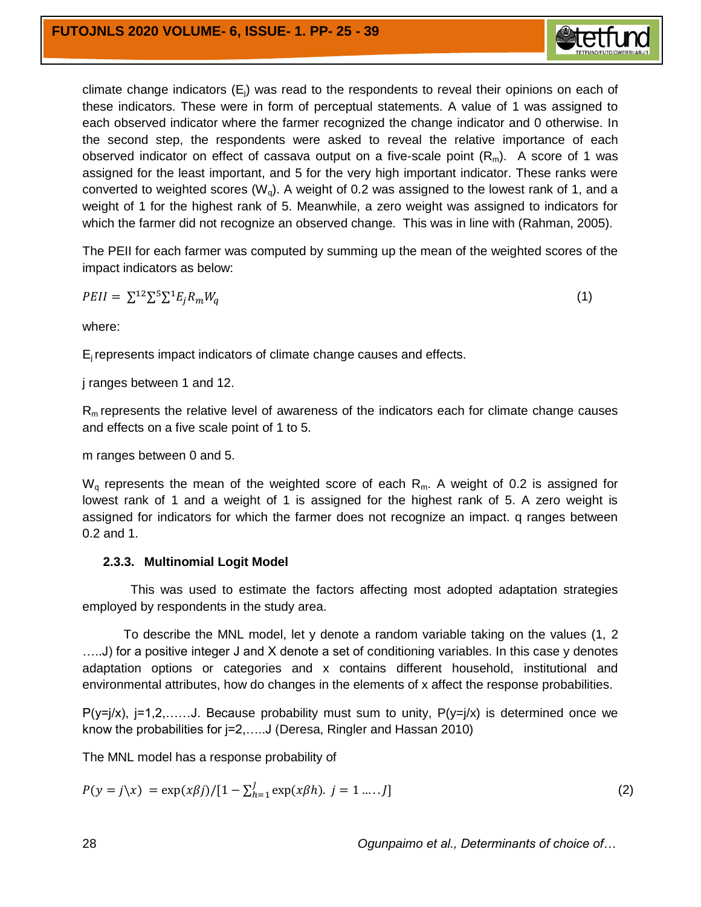climate change indicators ($E_j$) was read to the respondents to reveal their opinions on each of these indicators. These were in form of perceptual statements. A value of 1 was assigned to each observed indicator where the farmer recognized the change indicator and 0 otherwise. In the second step, the respondents were asked to reveal the relative importance of each observed indicator on effect of cassava output on a five-scale point ($R_m$). A score of 1 was assigned for the least important, and 5 for the very high important indicator. These ranks were converted to weighted scores ($W_q$). A weight of 0.2 was assigned to the lowest rank of 1, and a weight of 1 for the highest rank of 5. Meanwhile, a zero weight was assigned to indicators for which the farmer did not recognize an observed change. This was in line with (Rahman, 2005).

The PEII for each farmer was computed by summing up the mean of the weighted scores of the impact indicators as below:

$$PEII = \sum^{12}\sum^{5}\sum^{1} E_j R_m W_q \tag{1}$$

where:

$E_j$ represents impact indicators of climate change causes and effects.

j ranges between 1 and 12.

$R_m$ represents the relative level of awareness of the indicators each for climate change causes and effects on a five scale point of 1 to 5.

m ranges between 0 and 5.

$W_q$ represents the mean of the weighted score of each $R_m$. A weight of 0.2 is assigned for lowest rank of 1 and a weight of 1 is assigned for the highest rank of 5. A zero weight is assigned for indicators for which the farmer does not recognize an impact. q ranges between 0.2 and 1.

### 2.3.3. Multinomial Logit Model

This was used to estimate the factors affecting most adopted adaptation strategies employed by respondents in the study area.

To describe the MNL model, let y denote a random variable taking on the values (1, 2 …..J) for a positive integer J and X denote a set of conditioning variables. In this case y denotes adaptation options or categories and x contains different household, institutional and environmental attributes, how do changes in the elements of x affect the response probabilities.

P(y=j/x), j=1,2,……J. Because probability must sum to unity, P(y=j/x) is determined once we know the probabilities for j=2,…..J (Deresa, Ringler and Hassan 2010)

The MNL model has a response probability of

$$P(y = j \backslash x) = \exp(x\beta j)/[1 - \sum_{h=1}^{J} \exp(x\beta h).\ j = 1 \ldots\ldots J] \tag{2}$$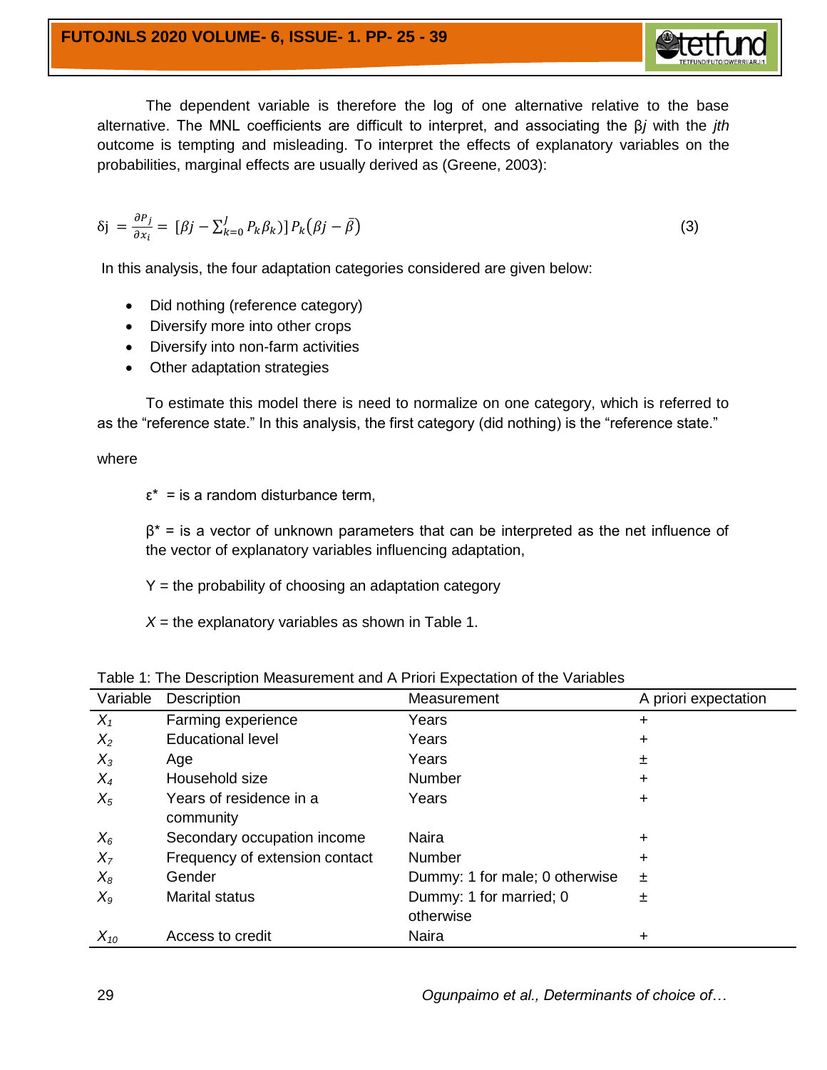The dependent variable is therefore the log of one alternative relative to the base alternative. The MNL coefficients are difficult to interpret, and associating the β*j* with the *jth* outcome is tempting and misleading. To interpret the effects of explanatory variables on the probabilities, marginal effects are usually derived as (Greene, 2003):

$$\delta j = \frac{\partial P_j}{\partial x_i} = [\beta j - \sum_{k=0}^{J} P_k \beta_k)] \, P_k(\beta j - \bar{\beta}) \qquad (3)$$

In this analysis, the four adaptation categories considered are given below:

- Did nothing (reference category)
- Diversify more into other crops
- Diversify into non-farm activities
- Other adaptation strategies

To estimate this model there is need to normalize on one category, which is referred to as the "reference state." In this analysis, the first category (did nothing) is the "reference state."

where

ε* = is a random disturbance term,

β* = is a vector of unknown parameters that can be interpreted as the net influence of the vector of explanatory variables influencing adaptation,

Y = the probability of choosing an adaptation category

*X* = the explanatory variables as shown in Table 1.

Table 1: The Description Measurement and A Priori Expectation of the Variables

| Variable | Description | Measurement | A priori expectation |
|---|---|---|---|
| $X_1$ | Farming experience | Years | + |
| $X_2$ | Educational level | Years | + |
| $X_3$ | Age | Years | ± |
| $X_4$ | Household size | Number | + |
| $X_5$ | Years of residence in a community | Years | + |
| $X_6$ | Secondary occupation income | Naira | + |
| $X_7$ | Frequency of extension contact | Number | + |
| $X_8$ | Gender | Dummy: 1 for male; 0 otherwise | ± |
| $X_9$ | Marital status | Dummy: 1 for married; 0 otherwise | ± |
| $X_{10}$ | Access to credit | Naira | + |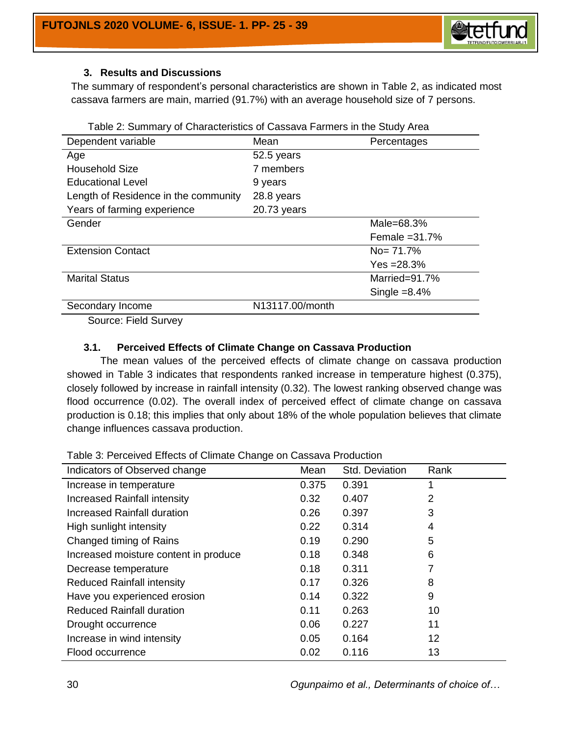## 3. Results and Discussions

The summary of respondent's personal characteristics are shown in Table 2, as indicated most cassava farmers are main, married (91.7%) with an average household size of 7 persons.

Table 2: Summary of Characteristics of Cassava Farmers in the Study Area

| Dependent variable | Mean | Percentages |
|---|---|---|
| Age | 52.5 years | |
| Household Size | 7 members | |
| Educational Level | 9 years | |
| Length of Residence in the community | 28.8 years | |
| Years of farming experience | 20.73 years | |
| Gender | | Male=68.3% |
| | | Female =31.7% |
| Extension Contact | | No= 71.7% |
| | | Yes =28.3% |
| Marital Status | | Married=91.7% |
| | | Single =8.4% |
| Secondary Income | N13117.00/month | |

Source: Field Survey

### 3.1. Perceived Effects of Climate Change on Cassava Production

The mean values of the perceived effects of climate change on cassava production showed in Table 3 indicates that respondents ranked increase in temperature highest (0.375), closely followed by increase in rainfall intensity (0.32). The lowest ranking observed change was flood occurrence (0.02). The overall index of perceived effect of climate change on cassava production is 0.18; this implies that only about 18% of the whole population believes that climate change influences cassava production.

Table 3: Perceived Effects of Climate Change on Cassava Production

| Indicators of Observed change | Mean | Std. Deviation | Rank |
|---|---|---|---|
| Increase in temperature | 0.375 | 0.391 | 1 |
| Increased Rainfall intensity | 0.32 | 0.407 | 2 |
| Increased Rainfall duration | 0.26 | 0.397 | 3 |
| High sunlight intensity | 0.22 | 0.314 | 4 |
| Changed timing of Rains | 0.19 | 0.290 | 5 |
| Increased moisture content in produce | 0.18 | 0.348 | 6 |
| Decrease temperature | 0.18 | 0.311 | 7 |
| Reduced Rainfall intensity | 0.17 | 0.326 | 8 |
| Have you experienced erosion | 0.14 | 0.322 | 9 |
| Reduced Rainfall duration | 0.11 | 0.263 | 10 |
| Drought occurrence | 0.06 | 0.227 | 11 |
| Increase in wind intensity | 0.05 | 0.164 | 12 |
| Flood occurrence | 0.02 | 0.116 | 13 |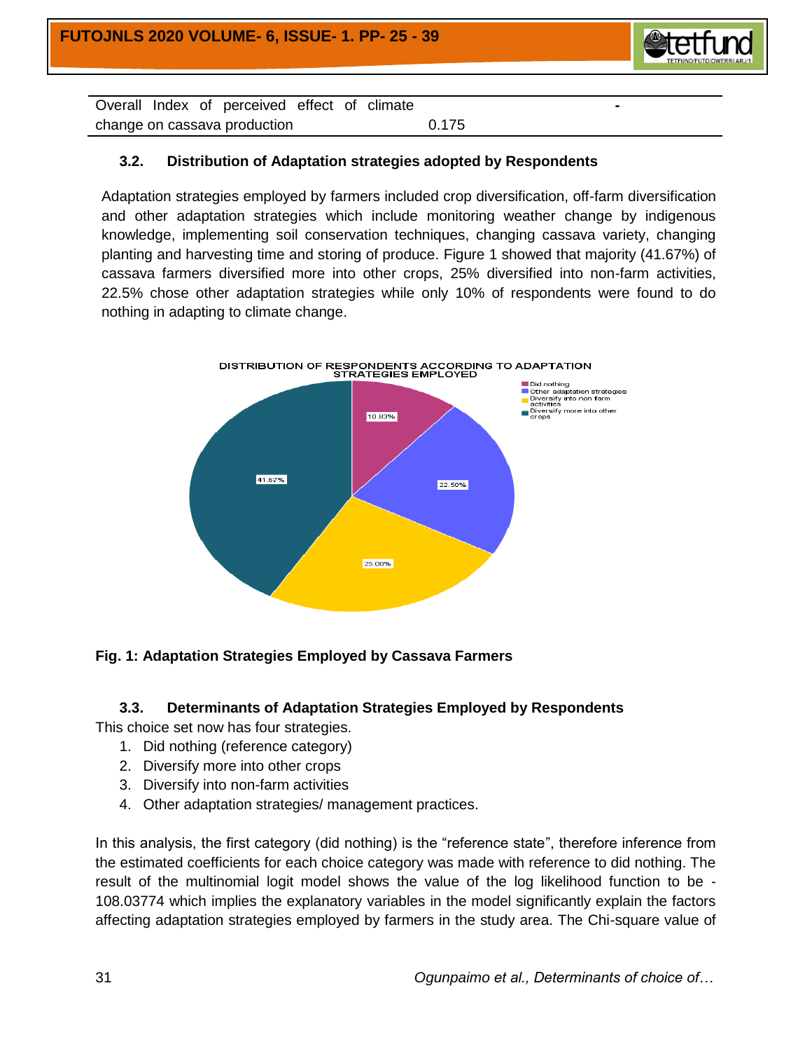| Overall Index of perceived effect of climate change on cassava production | 0.175 | - |
|---|---|---|

### 3.2. Distribution of Adaptation strategies adopted by Respondents

Adaptation strategies employed by farmers included crop diversification, off-farm diversification and other adaptation strategies which include monitoring weather change by indigenous knowledge, implementing soil conservation techniques, changing cassava variety, changing planting and harvesting time and storing of produce. Figure 1 showed that majority (41.67%) of cassava farmers diversified more into other crops, 25% diversified into non-farm activities, 22.5% chose other adaptation strategies while only 10% of respondents were found to do nothing in adapting to climate change.

**Fig. 1: Adaptation Strategies Employed by Cassava Farmers**

### 3.3. Determinants of Adaptation Strategies Employed by Respondents

This choice set now has four strategies.

1. Did nothing (reference category)
2. Diversify more into other crops
3. Diversify into non-farm activities
4. Other adaptation strategies/ management practices.

In this analysis, the first category (did nothing) is the "reference state", therefore inference from the estimated coefficients for each choice category was made with reference to did nothing. The result of the multinomial logit model shows the value of the log likelihood function to be -108.03774 which implies the explanatory variables in the model significantly explain the factors affecting adaptation strategies employed by farmers in the study area. The Chi-square value of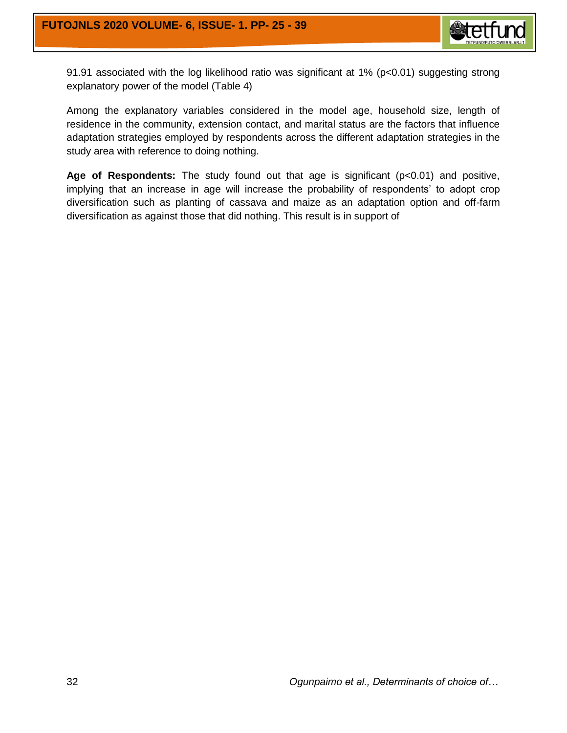91.91 associated with the log likelihood ratio was significant at 1% ($p<0.01$) suggesting strong explanatory power of the model (Table 4)

Among the explanatory variables considered in the model age, household size, length of residence in the community, extension contact, and marital status are the factors that influence adaptation strategies employed by respondents across the different adaptation strategies in the study area with reference to doing nothing.

**Age of Respondents:** The study found out that age is significant ($p<0.01$) and positive, implying that an increase in age will increase the probability of respondents' to adopt crop diversification such as planting of cassava and maize as an adaptation option and off-farm diversification as against those that did nothing. This result is in support of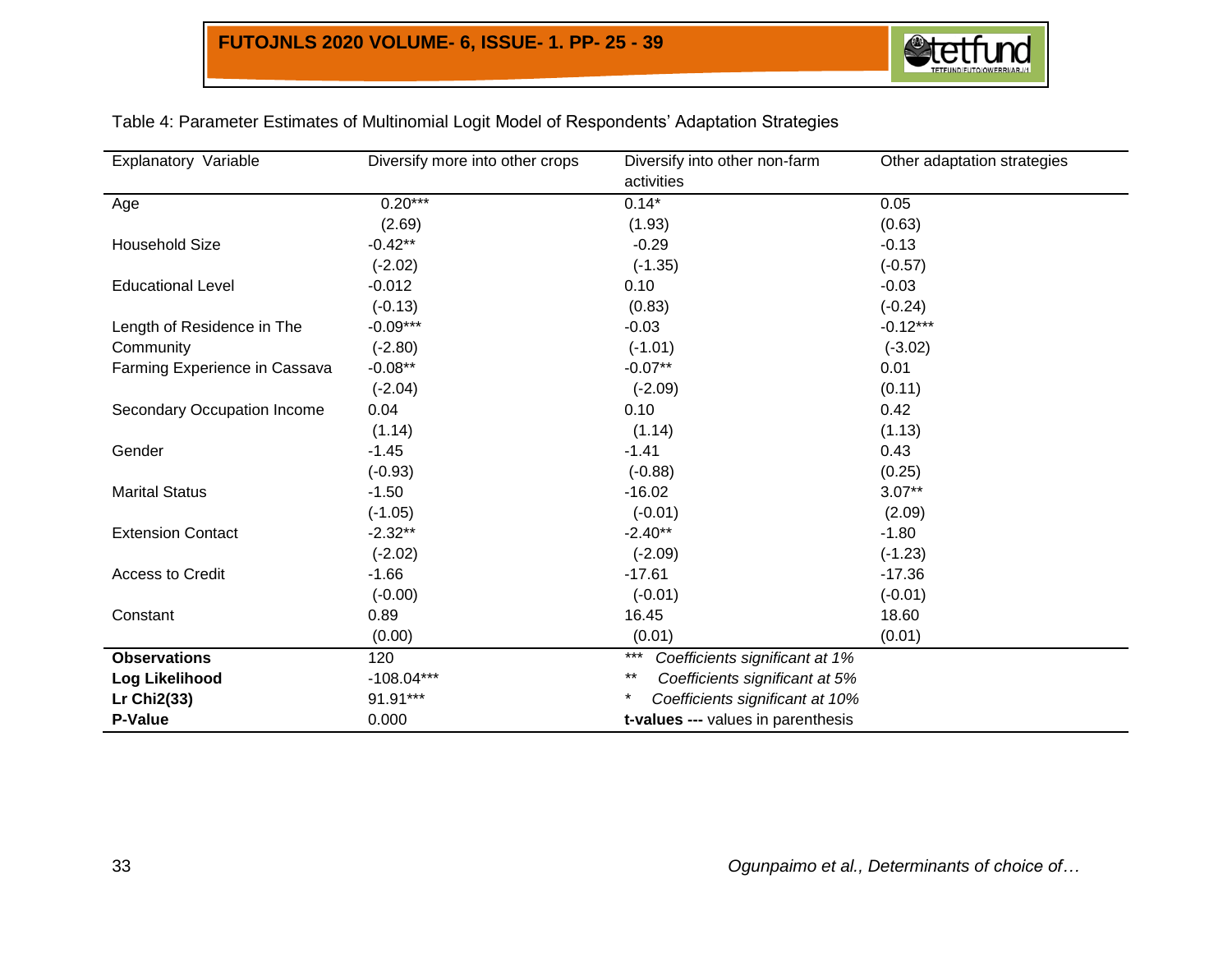Table 4: Parameter Estimates of Multinomial Logit Model of Respondents' Adaptation Strategies

| Explanatory Variable | Diversify more into other crops | Diversify into other non-farm activities | Other adaptation strategies |
|---|---|---|---|
| Age | 0.20*** | 0.14* | 0.05 |
| | (2.69) | (1.93) | (0.63) |
| Household Size | -0.42** | -0.29 | -0.13 |
| | (-2.02) | (-1.35) | (-0.57) |
| Educational Level | -0.012 | 0.10 | -0.03 |
| | (-0.13) | (0.83) | (-0.24) |
| Length of Residence in The Community | -0.09*** | -0.03 | -0.12*** |
| | (-2.80) | (-1.01) | (-3.02) |
| Farming Experience in Cassava | -0.08** | -0.07** | 0.01 |
| | (-2.04) | (-2.09) | (0.11) |
| Secondary Occupation Income | 0.04 | 0.10 | 0.42 |
| | (1.14) | (1.14) | (1.13) |
| Gender | -1.45 | -1.41 | 0.43 |
| | (-0.93) | (-0.88) | (0.25) |
| Marital Status | -1.50 | -16.02 | 3.07** |
| | (-1.05) | (-0.01) | (2.09) |
| Extension Contact | -2.32** | -2.40** | -1.80 |
| | (-2.02) | (-2.09) | (-1.23) |
| Access to Credit | -1.66 | -17.61 | -17.36 |
| | (-0.00) | (-0.01) | (-0.01) |
| Constant | 0.89 | 16.45 | 18.60 |
| | (0.00) | (0.01) | (0.01) |
| **Observations** | 120 | *** *Coefficients significant at 1%* | |
| **Log Likelihood** | -108.04*** | ** *Coefficients significant at 5%* | |
| **Lr Chi2(33)** | 91.91*** | * *Coefficients significant at 10%* | |
| **P-Value** | 0.000 | **t-values ---** values in parenthesis | |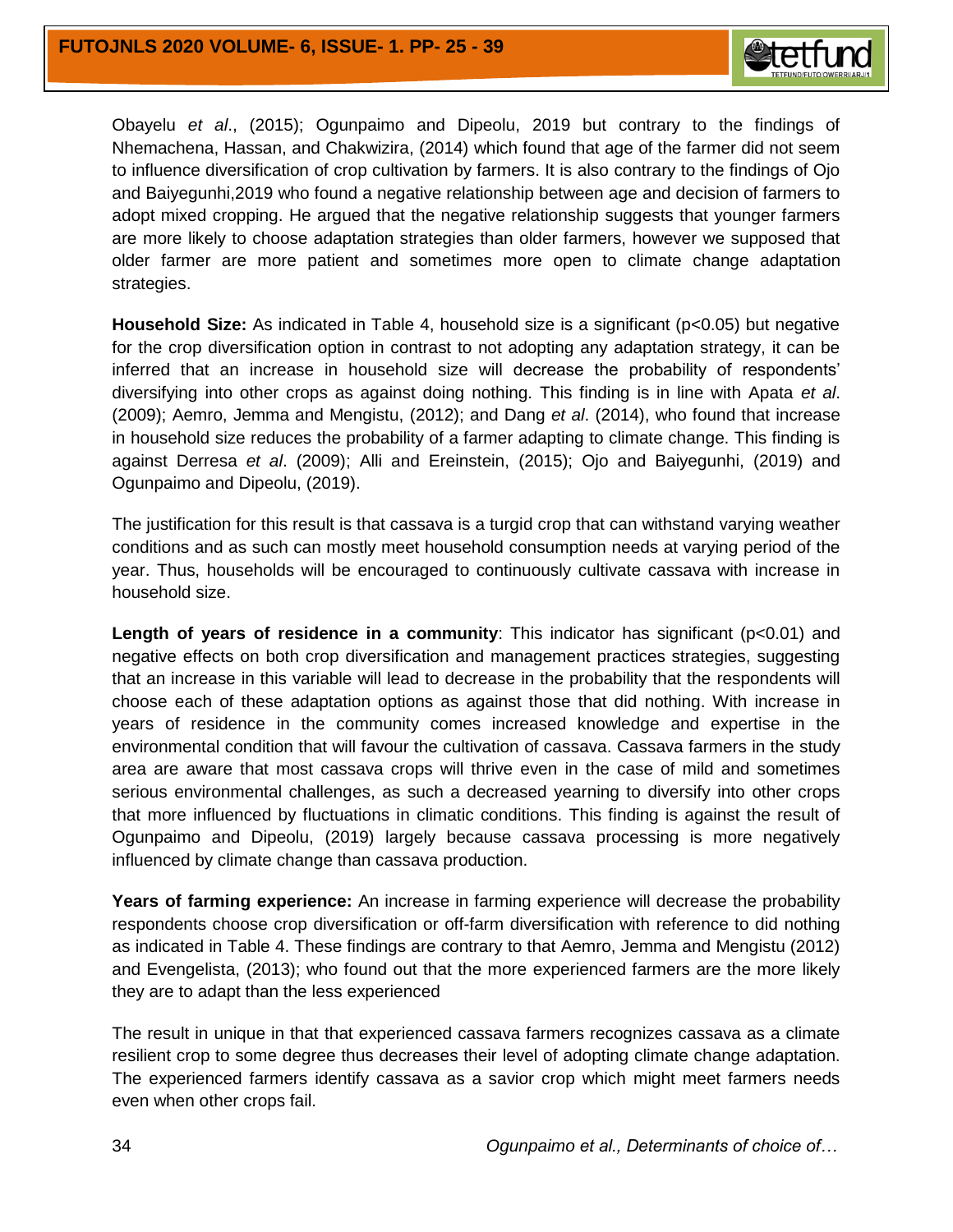Obayelu *et al*., (2015); Ogunpaimo and Dipeolu, 2019 but contrary to the findings of Nhemachena, Hassan, and Chakwizira, (2014) which found that age of the farmer did not seem to influence diversification of crop cultivation by farmers. It is also contrary to the findings of Ojo and Baiyegunhi,2019 who found a negative relationship between age and decision of farmers to adopt mixed cropping. He argued that the negative relationship suggests that younger farmers are more likely to choose adaptation strategies than older farmers, however we supposed that older farmer are more patient and sometimes more open to climate change adaptation strategies.

**Household Size:** As indicated in Table 4, household size is a significant ($p<0.05$) but negative for the crop diversification option in contrast to not adopting any adaptation strategy, it can be inferred that an increase in household size will decrease the probability of respondents' diversifying into other crops as against doing nothing. This finding is in line with Apata *et al*. (2009); Aemro, Jemma and Mengistu, (2012); and Dang *et al*. (2014), who found that increase in household size reduces the probability of a farmer adapting to climate change. This finding is against Derresa *et al*. (2009); Alli and Ereinstein, (2015); Ojo and Baiyegunhi, (2019) and Ogunpaimo and Dipeolu, (2019).

The justification for this result is that cassava is a turgid crop that can withstand varying weather conditions and as such can mostly meet household consumption needs at varying period of the year. Thus, households will be encouraged to continuously cultivate cassava with increase in household size.

**Length of years of residence in a community**: This indicator has significant ($p<0.01$) and negative effects on both crop diversification and management practices strategies, suggesting that an increase in this variable will lead to decrease in the probability that the respondents will choose each of these adaptation options as against those that did nothing. With increase in years of residence in the community comes increased knowledge and expertise in the environmental condition that will favour the cultivation of cassava. Cassava farmers in the study area are aware that most cassava crops will thrive even in the case of mild and sometimes serious environmental challenges, as such a decreased yearning to diversify into other crops that more influenced by fluctuations in climatic conditions. This finding is against the result of Ogunpaimo and Dipeolu, (2019) largely because cassava processing is more negatively influenced by climate change than cassava production.

**Years of farming experience:** An increase in farming experience will decrease the probability respondents choose crop diversification or off-farm diversification with reference to did nothing as indicated in Table 4. These findings are contrary to that Aemro, Jemma and Mengistu (2012) and Evengelista, (2013); who found out that the more experienced farmers are the more likely they are to adapt than the less experienced

The result in unique in that that experienced cassava farmers recognizes cassava as a climate resilient crop to some degree thus decreases their level of adopting climate change adaptation. The experienced farmers identify cassava as a savior crop which might meet farmers needs even when other crops fail.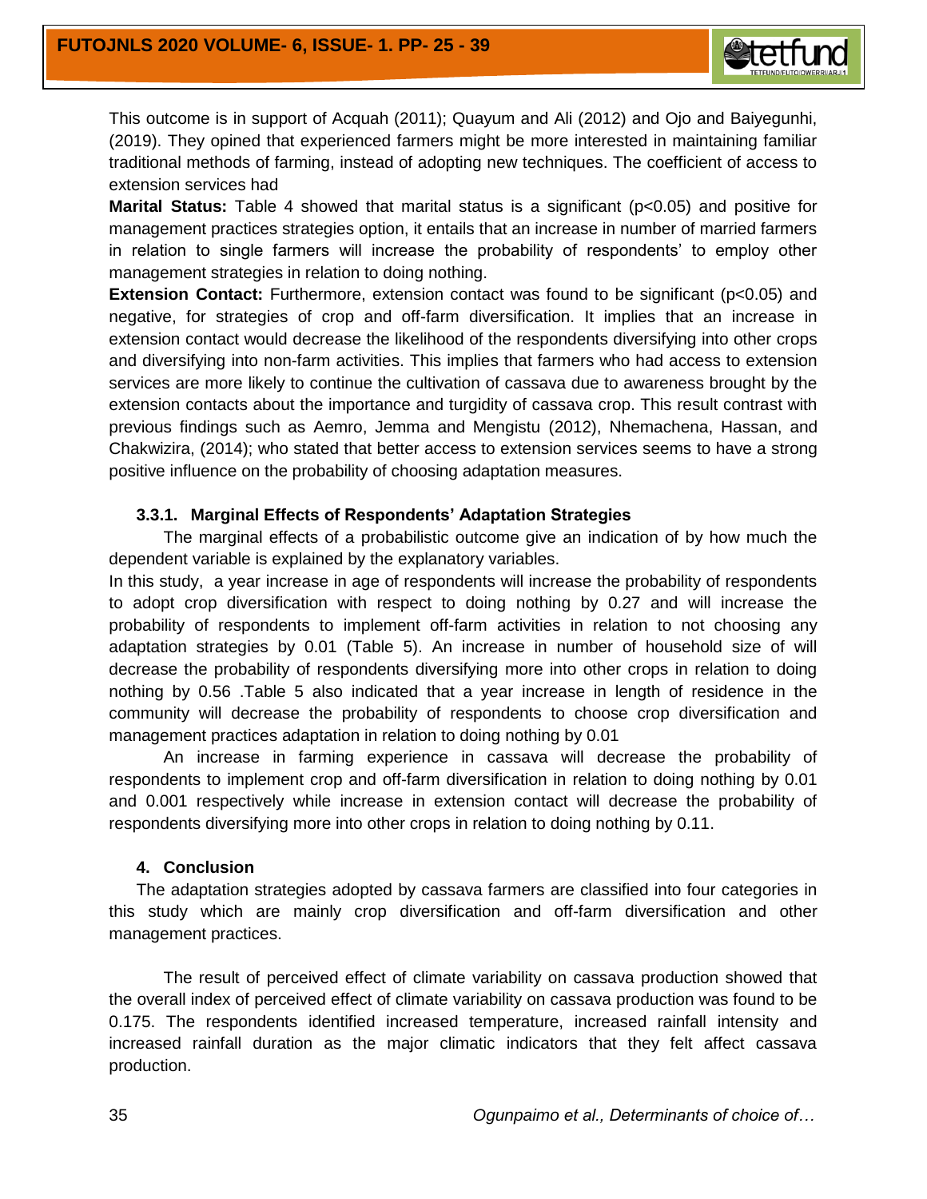This outcome is in support of Acquah (2011); Quayum and Ali (2012) and Ojo and Baiyegunhi, (2019). They opined that experienced farmers might be more interested in maintaining familiar traditional methods of farming, instead of adopting new techniques. The coefficient of access to extension services had

**Marital Status:** Table 4 showed that marital status is a significant ($p<0.05$) and positive for management practices strategies option, it entails that an increase in number of married farmers in relation to single farmers will increase the probability of respondents' to employ other management strategies in relation to doing nothing.

**Extension Contact:** Furthermore, extension contact was found to be significant ($p<0.05$) and negative, for strategies of crop and off-farm diversification. It implies that an increase in extension contact would decrease the likelihood of the respondents diversifying into other crops and diversifying into non-farm activities. This implies that farmers who had access to extension services are more likely to continue the cultivation of cassava due to awareness brought by the extension contacts about the importance and turgidity of cassava crop. This result contrast with previous findings such as Aemro, Jemma and Mengistu (2012), Nhemachena, Hassan, and Chakwizira, (2014); who stated that better access to extension services seems to have a strong positive influence on the probability of choosing adaptation measures.

### 3.3.1. Marginal Effects of Respondents' Adaptation Strategies

The marginal effects of a probabilistic outcome give an indication of by how much the dependent variable is explained by the explanatory variables.

In this study, a year increase in age of respondents will increase the probability of respondents to adopt crop diversification with respect to doing nothing by 0.27 and will increase the probability of respondents to implement off-farm activities in relation to not choosing any adaptation strategies by 0.01 (Table 5). An increase in number of household size of will decrease the probability of respondents diversifying more into other crops in relation to doing nothing by 0.56 .Table 5 also indicated that a year increase in length of residence in the community will decrease the probability of respondents to choose crop diversification and management practices adaptation in relation to doing nothing by 0.01

An increase in farming experience in cassava will decrease the probability of respondents to implement crop and off-farm diversification in relation to doing nothing by 0.01 and 0.001 respectively while increase in extension contact will decrease the probability of respondents diversifying more into other crops in relation to doing nothing by 0.11.

## 4. Conclusion

The adaptation strategies adopted by cassava farmers are classified into four categories in this study which are mainly crop diversification and off-farm diversification and other management practices.

The result of perceived effect of climate variability on cassava production showed that the overall index of perceived effect of climate variability on cassava production was found to be 0.175. The respondents identified increased temperature, increased rainfall intensity and increased rainfall duration as the major climatic indicators that they felt affect cassava production.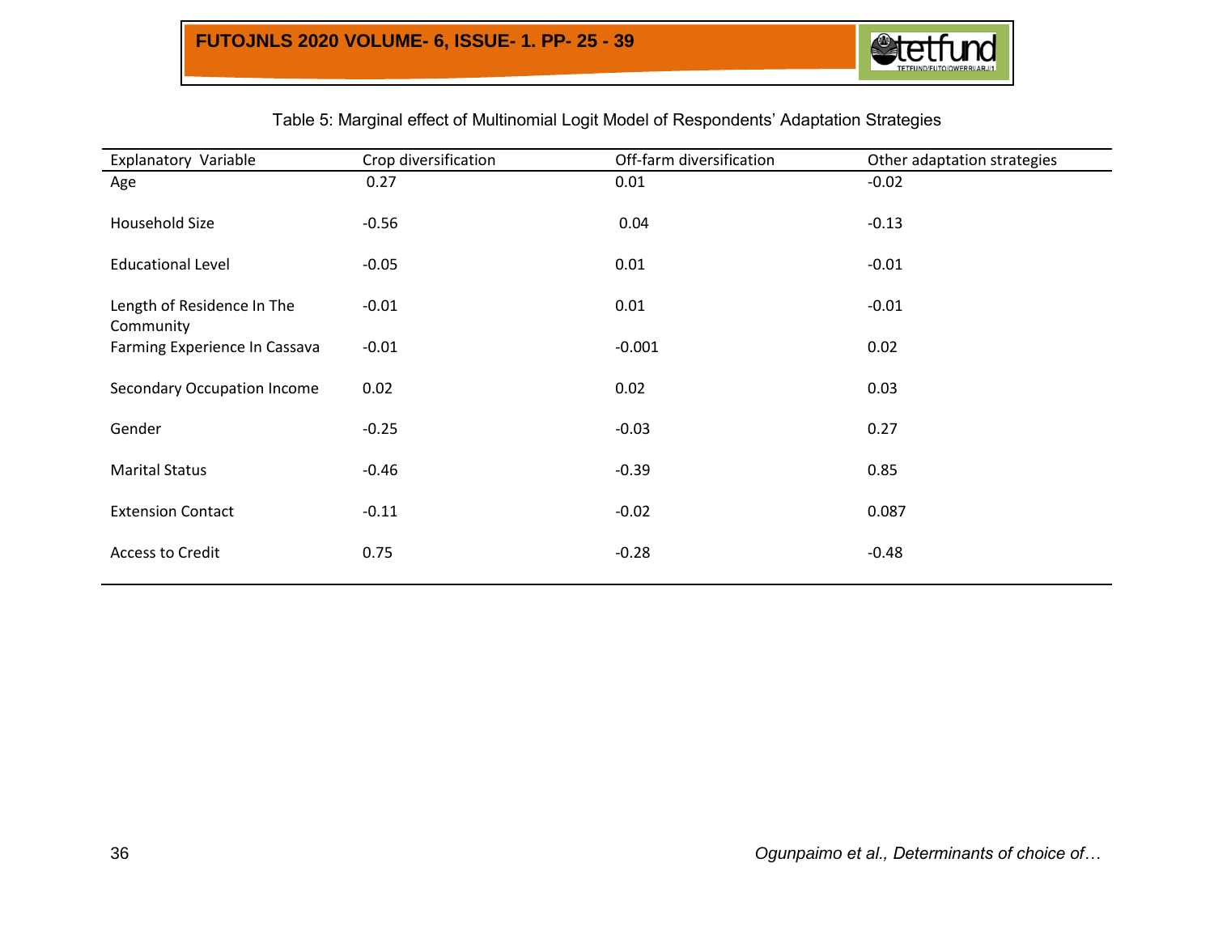Table 5: Marginal effect of Multinomial Logit Model of Respondents' Adaptation Strategies

| Explanatory Variable | Crop diversification | Off-farm diversification | Other adaptation strategies |
|---|---|---|---|
| Age | 0.27 | 0.01 | -0.02 |
| Household Size | -0.56 | 0.04 | -0.13 |
| Educational Level | -0.05 | 0.01 | -0.01 |
| Length of Residence In The Community | -0.01 | 0.01 | -0.01 |
| Farming Experience In Cassava | -0.01 | -0.001 | 0.02 |
| Secondary Occupation Income | 0.02 | 0.02 | 0.03 |
| Gender | -0.25 | -0.03 | 0.27 |
| Marital Status | -0.46 | -0.39 | 0.85 |
| Extension Contact | -0.11 | -0.02 | 0.087 |
| Access to Credit | 0.75 | -0.28 | -0.48 |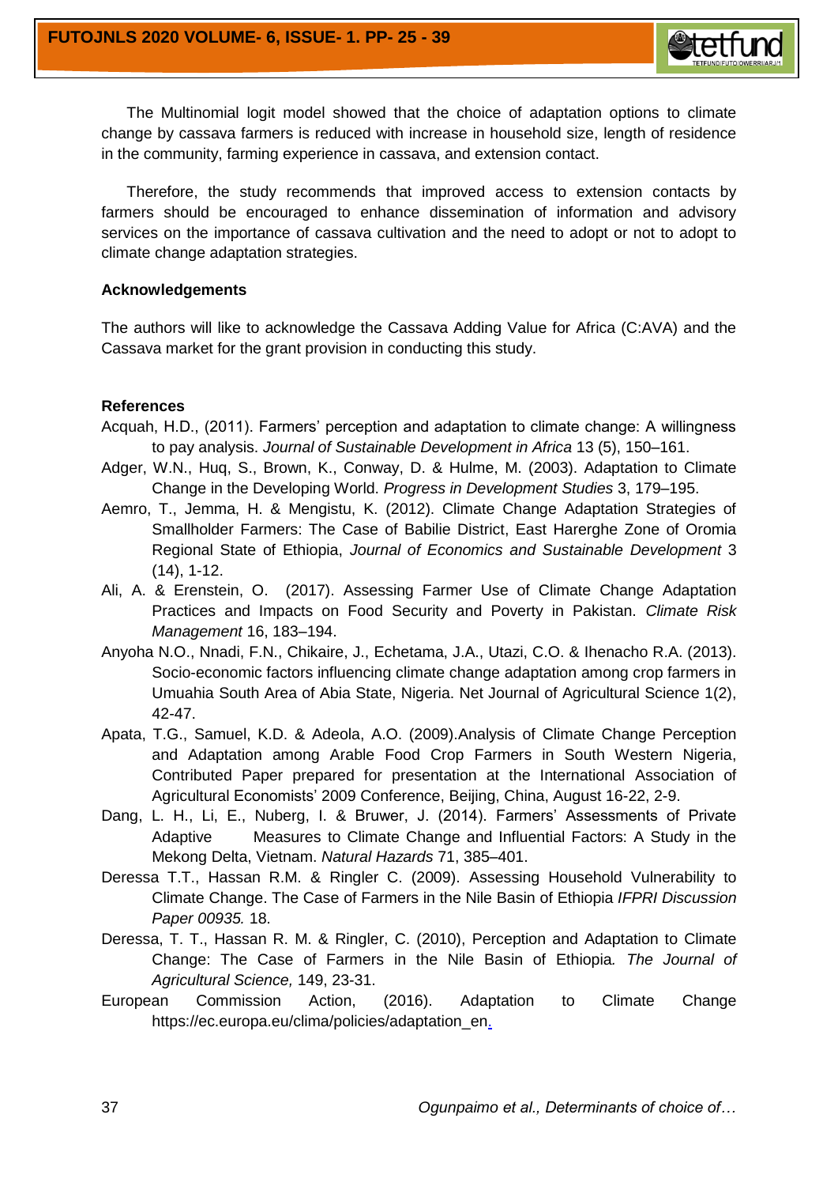The Multinomial logit model showed that the choice of adaptation options to climate change by cassava farmers is reduced with increase in household size, length of residence in the community, farming experience in cassava, and extension contact.

Therefore, the study recommends that improved access to extension contacts by farmers should be encouraged to enhance dissemination of information and advisory services on the importance of cassava cultivation and the need to adopt or not to adopt to climate change adaptation strategies.

**Acknowledgements**

The authors will like to acknowledge the Cassava Adding Value for Africa (C:AVA) and the Cassava market for the grant provision in conducting this study.

**References**

Acquah, H.D., (2011). Farmers' perception and adaptation to climate change: A willingness to pay analysis. *Journal of Sustainable Development in Africa* 13 (5), 150–161.

Adger, W.N., Huq, S., Brown, K., Conway, D. & Hulme, M. (2003). Adaptation to Climate Change in the Developing World. *Progress in Development Studies* 3, 179–195.

Aemro, T., Jemma, H. & Mengistu, K. (2012). Climate Change Adaptation Strategies of Smallholder Farmers: The Case of Babilie District, East Harerghe Zone of Oromia Regional State of Ethiopia, *Journal of Economics and Sustainable Development* 3 (14), 1-12.

Ali, A. & Erenstein, O. (2017). Assessing Farmer Use of Climate Change Adaptation Practices and Impacts on Food Security and Poverty in Pakistan. *Climate Risk Management* 16, 183–194.

Anyoha N.O., Nnadi, F.N., Chikaire, J., Echetama, J.A., Utazi, C.O. & Ihenacho R.A. (2013). Socio-economic factors influencing climate change adaptation among crop farmers in Umuahia South Area of Abia State, Nigeria. Net Journal of Agricultural Science 1(2), 42-47.

Apata, T.G., Samuel, K.D. & Adeola, A.O. (2009).Analysis of Climate Change Perception and Adaptation among Arable Food Crop Farmers in South Western Nigeria, Contributed Paper prepared for presentation at the International Association of Agricultural Economists' 2009 Conference, Beijing, China, August 16-22, 2-9.

Dang, L. H., Li, E., Nuberg, I. & Bruwer, J. (2014). Farmers' Assessments of Private Adaptive Measures to Climate Change and Influential Factors: A Study in the Mekong Delta, Vietnam. *Natural Hazards* 71, 385–401.

Deressa T.T., Hassan R.M. & Ringler C. (2009). Assessing Household Vulnerability to Climate Change. The Case of Farmers in the Nile Basin of Ethiopia *IFPRI Discussion Paper 00935.* 18.

Deressa, T. T., Hassan R. M. & Ringler, C. (2010), Perception and Adaptation to Climate Change: The Case of Farmers in the Nile Basin of Ethiopia*. The Journal of Agricultural Science,* 149, 23-31.

European Commission Action, (2016). Adaptation to Climate Change https://ec.europa.eu/clima/policies/adaptation_en.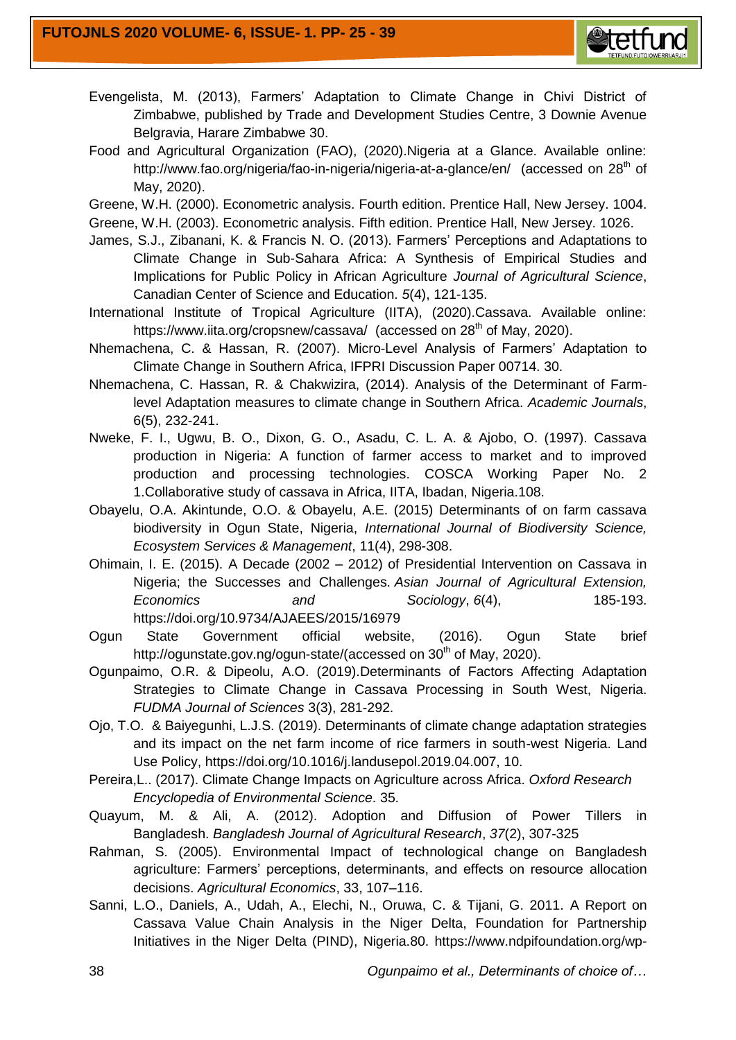Evengelista, M. (2013), Farmers' Adaptation to Climate Change in Chivi District of Zimbabwe, published by Trade and Development Studies Centre, 3 Downie Avenue Belgravia, Harare Zimbabwe 30.

Food and Agricultural Organization (FAO), (2020).Nigeria at a Glance. Available online: http://www.fao.org/nigeria/fao-in-nigeria/nigeria-at-a-glance/en/ (accessed on 28th of May, 2020).

Greene, W.H. (2000). Econometric analysis. Fourth edition. Prentice Hall, New Jersey. 1004.

Greene, W.H. (2003). Econometric analysis. Fifth edition. Prentice Hall, New Jersey. 1026.

James, S.J., Zibanani, K. & Francis N. O. (2013). Farmers' Perceptions and Adaptations to Climate Change in Sub-Sahara Africa: A Synthesis of Empirical Studies and Implications for Public Policy in African Agriculture *Journal of Agricultural Science*, Canadian Center of Science and Education. *5*(4), 121-135.

International Institute of Tropical Agriculture (IITA), (2020).Cassava. Available online: https://www.iita.org/cropsnew/cassava/ (accessed on 28th of May, 2020).

Nhemachena, C. & Hassan, R. (2007). Micro-Level Analysis of Farmers' Adaptation to Climate Change in Southern Africa, IFPRI Discussion Paper 00714. 30.

Nhemachena, C. Hassan, R. & Chakwizira, (2014). Analysis of the Determinant of Farm-level Adaptation measures to climate change in Southern Africa. *Academic Journals*, 6(5), 232-241.

Nweke, F. I., Ugwu, B. O., Dixon, G. O., Asadu, C. L. A. & Ajobo, O. (1997). Cassava production in Nigeria: A function of farmer access to market and to improved production and processing technologies. COSCA Working Paper No. 2 1.Collaborative study of cassava in Africa, IITA, Ibadan, Nigeria.108.

Obayelu, O.A. Akintunde, O.O. & Obayelu, A.E. (2015) Determinants of on farm cassava biodiversity in Ogun State, Nigeria, *International Journal of Biodiversity Science, Ecosystem Services & Management*, 11(4), 298-308.

Ohimain, I. E. (2015). A Decade (2002 – 2012) of Presidential Intervention on Cassava in Nigeria; the Successes and Challenges. *Asian Journal of Agricultural Extension, Economics and Sociology*, *6*(4), 185-193. https://doi.org/10.9734/AJAEES/2015/16979

Ogun State Government official website, (2016). Ogun State brief http://ogunstate.gov.ng/ogun-state/(accessed on 30th of May, 2020).

Ogunpaimo, O.R. & Dipeolu, A.O. (2019).Determinants of Factors Affecting Adaptation Strategies to Climate Change in Cassava Processing in South West, Nigeria. *FUDMA Journal of Sciences* 3(3), 281-292.

Ojo, T.O. & Baiyegunhi, L.J.S. (2019). Determinants of climate change adaptation strategies and its impact on the net farm income of rice farmers in south-west Nigeria. Land Use Policy, https://doi.org/10.1016/j.landusepol.2019.04.007, 10.

Pereira,L.. (2017). Climate Change Impacts on Agriculture across Africa. *Oxford Research Encyclopedia of Environmental Science*. 35.

Quayum, M. & Ali, A. (2012). Adoption and Diffusion of Power Tillers in Bangladesh. *Bangladesh Journal of Agricultural Research*, *37*(2), 307-325

Rahman, S. (2005). Environmental Impact of technological change on Bangladesh agriculture: Farmers' perceptions, determinants, and effects on resource allocation decisions. *Agricultural Economics*, 33, 107–116.

Sanni, L.O., Daniels, A., Udah, A., Elechi, N., Oruwa, C. & Tijani, G. 2011. A Report on Cassava Value Chain Analysis in the Niger Delta, Foundation for Partnership Initiatives in the Niger Delta (PIND), Nigeria.80. https://www.ndpifoundation.org/wp-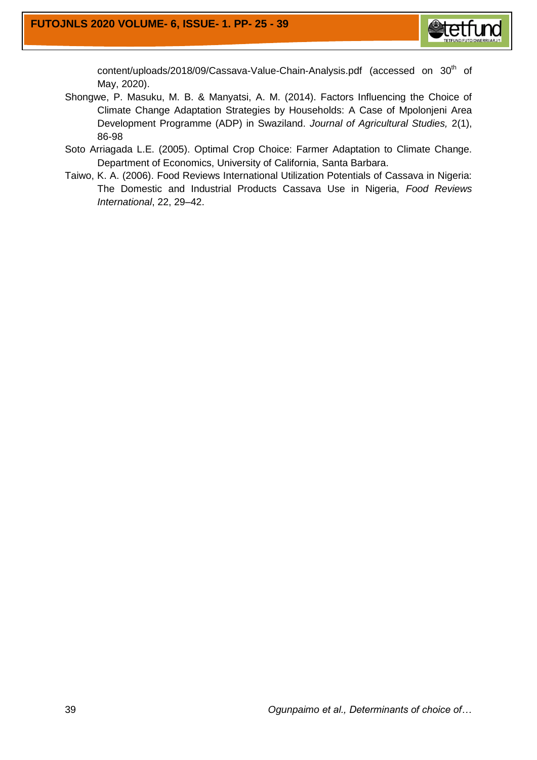content/uploads/2018/09/Cassava-Value-Chain-Analysis.pdf (accessed on 30th of May, 2020).

Shongwe, P. Masuku, M. B. & Manyatsi, A. M. (2014). Factors Influencing the Choice of Climate Change Adaptation Strategies by Households: A Case of Mpolonjeni Area Development Programme (ADP) in Swaziland. *Journal of Agricultural Studies,* 2(1), 86-98

Soto Arriagada L.E. (2005). Optimal Crop Choice: Farmer Adaptation to Climate Change. Department of Economics, University of California, Santa Barbara.

Taiwo, K. A. (2006). Food Reviews International Utilization Potentials of Cassava in Nigeria: The Domestic and Industrial Products Cassava Use in Nigeria, *Food Reviews International*, 22, 29–42.